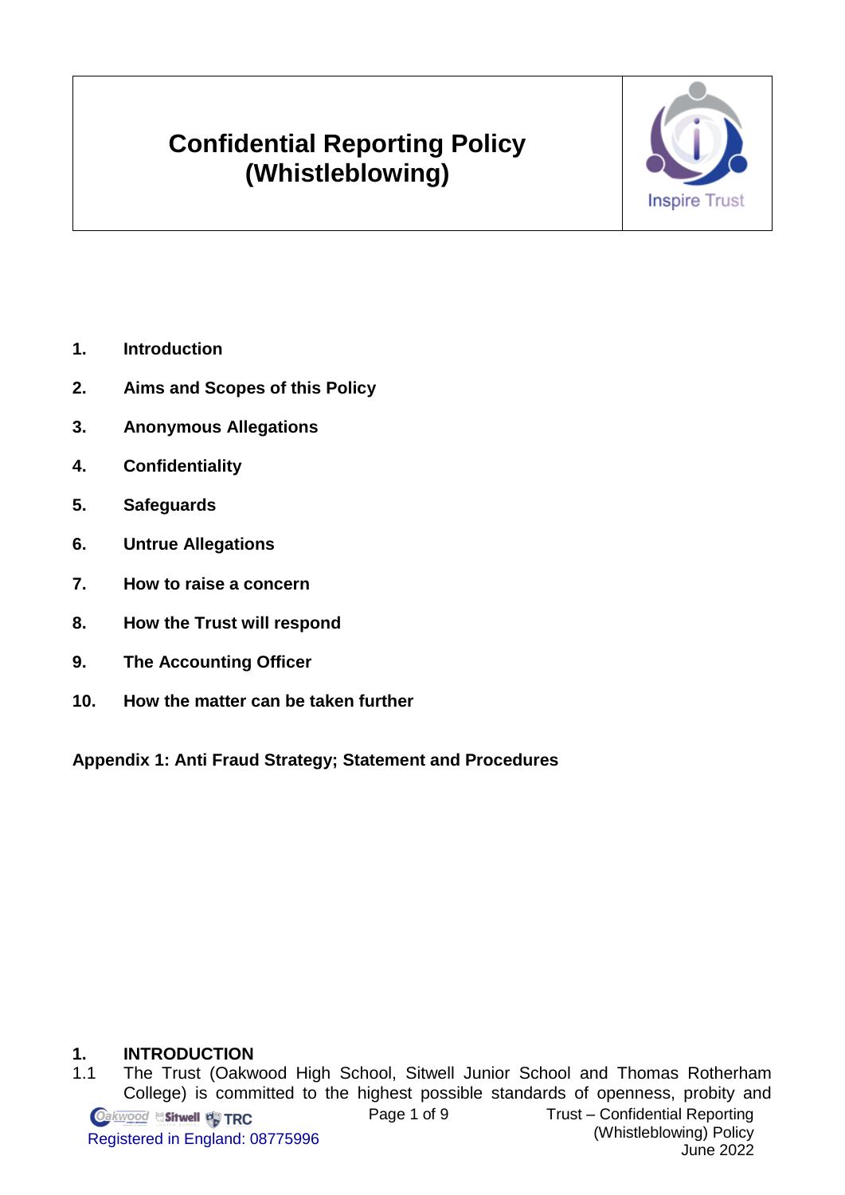# Confidential Reporting Policy (Whistleblowing)

Inspire Trust

1. **Introduction**
2. **Aims and Scopes of this Policy**
3. **Anonymous Allegations**
4. **Confidentiality**
5. **Safeguards**
6. **Untrue Allegations**
7. **How to raise a concern**
8. **How the Trust will respond**
9. **The Accounting Officer**
10. **How the matter can be taken further**

**Appendix 1: Anti Fraud Strategy; Statement and Procedures**

## 1. INTRODUCTION

1.1 The Trust (Oakwood High School, Sitwell Junior School and Thomas Rotherham College) is committed to the highest possible standards of openness, probity and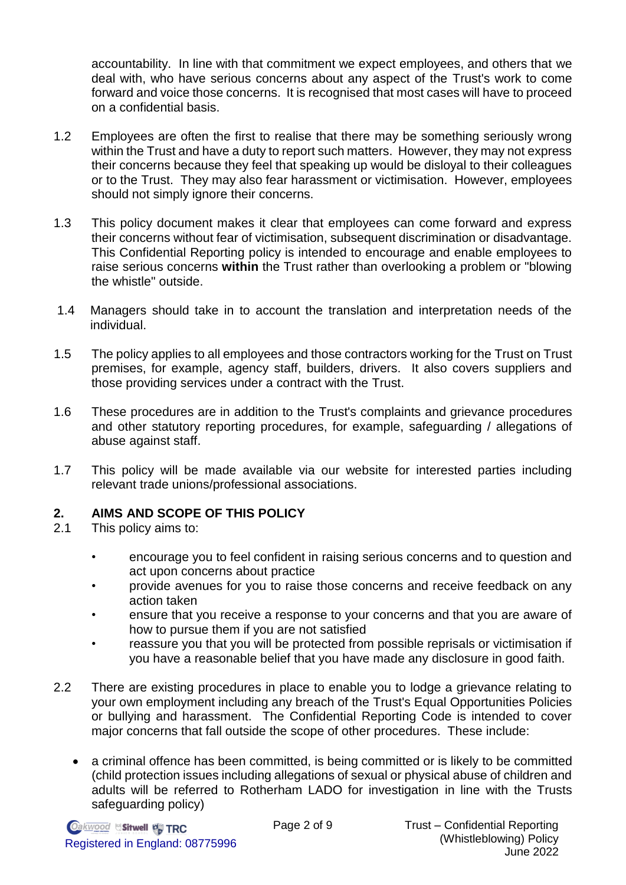accountability. In line with that commitment we expect employees, and others that we deal with, who have serious concerns about any aspect of the Trust's work to come forward and voice those concerns. It is recognised that most cases will have to proceed on a confidential basis.

1.2 Employees are often the first to realise that there may be something seriously wrong within the Trust and have a duty to report such matters. However, they may not express their concerns because they feel that speaking up would be disloyal to their colleagues or to the Trust. They may also fear harassment or victimisation. However, employees should not simply ignore their concerns.

1.3 This policy document makes it clear that employees can come forward and express their concerns without fear of victimisation, subsequent discrimination or disadvantage. This Confidential Reporting policy is intended to encourage and enable employees to raise serious concerns **within** the Trust rather than overlooking a problem or "blowing the whistle" outside.

1.4 Managers should take in to account the translation and interpretation needs of the individual.

1.5 The policy applies to all employees and those contractors working for the Trust on Trust premises, for example, agency staff, builders, drivers. It also covers suppliers and those providing services under a contract with the Trust.

1.6 These procedures are in addition to the Trust's complaints and grievance procedures and other statutory reporting procedures, for example, safeguarding / allegations of abuse against staff.

1.7 This policy will be made available via our website for interested parties including relevant trade unions/professional associations.

## 2. AIMS AND SCOPE OF THIS POLICY

2.1 This policy aims to:

- encourage you to feel confident in raising serious concerns and to question and act upon concerns about practice
- provide avenues for you to raise those concerns and receive feedback on any action taken
- ensure that you receive a response to your concerns and that you are aware of how to pursue them if you are not satisfied
- reassure you that you will be protected from possible reprisals or victimisation if you have a reasonable belief that you have made any disclosure in good faith.

2.2 There are existing procedures in place to enable you to lodge a grievance relating to your own employment including any breach of the Trust's Equal Opportunities Policies or bullying and harassment. The Confidential Reporting Code is intended to cover major concerns that fall outside the scope of other procedures. These include:

- a criminal offence has been committed, is being committed or is likely to be committed (child protection issues including allegations of sexual or physical abuse of children and adults will be referred to Rotherham LADO for investigation in line with the Trusts safeguarding policy)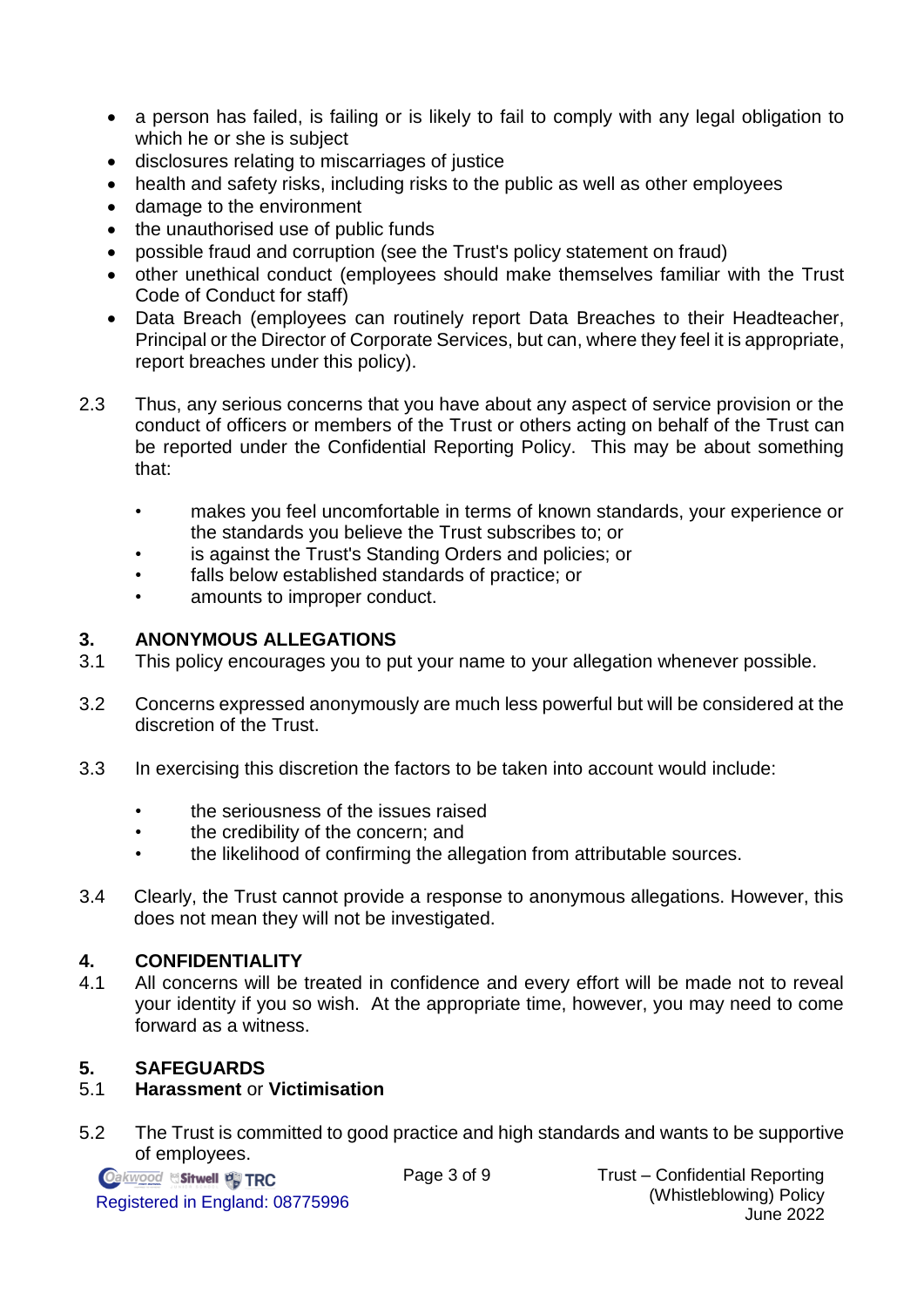- a person has failed, is failing or is likely to fail to comply with any legal obligation to which he or she is subject
- disclosures relating to miscarriages of justice
- health and safety risks, including risks to the public as well as other employees
- damage to the environment
- the unauthorised use of public funds
- possible fraud and corruption (see the Trust's policy statement on fraud)
- other unethical conduct (employees should make themselves familiar with the Trust Code of Conduct for staff)
- Data Breach (employees can routinely report Data Breaches to their Headteacher, Principal or the Director of Corporate Services, but can, where they feel it is appropriate, report breaches under this policy).

2.3 Thus, any serious concerns that you have about any aspect of service provision or the conduct of officers or members of the Trust or others acting on behalf of the Trust can be reported under the Confidential Reporting Policy. This may be about something that:

- makes you feel uncomfortable in terms of known standards, your experience or the standards you believe the Trust subscribes to; or
- is against the Trust's Standing Orders and policies; or
- falls below established standards of practice; or
- amounts to improper conduct.

## 3. ANONYMOUS ALLEGATIONS

3.1 This policy encourages you to put your name to your allegation whenever possible.

3.2 Concerns expressed anonymously are much less powerful but will be considered at the discretion of the Trust.

3.3 In exercising this discretion the factors to be taken into account would include:

- the seriousness of the issues raised
- the credibility of the concern; and
- the likelihood of confirming the allegation from attributable sources.

3.4 Clearly, the Trust cannot provide a response to anonymous allegations. However, this does not mean they will not be investigated.

## 4. CONFIDENTIALITY

4.1 All concerns will be treated in confidence and every effort will be made not to reveal your identity if you so wish. At the appropriate time, however, you may need to come forward as a witness.

## 5. SAFEGUARDS

5.1 **Harassment** or **Victimisation**

5.2 The Trust is committed to good practice and high standards and wants to be supportive of employees.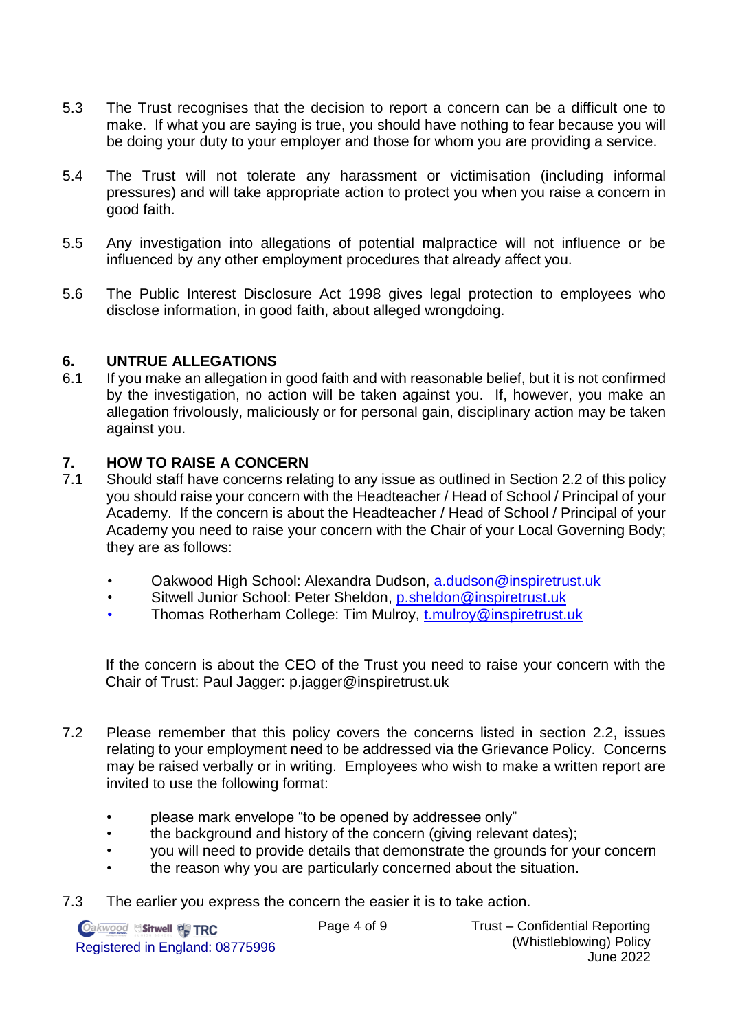5.3 The Trust recognises that the decision to report a concern can be a difficult one to make. If what you are saying is true, you should have nothing to fear because you will be doing your duty to your employer and those for whom you are providing a service.

5.4 The Trust will not tolerate any harassment or victimisation (including informal pressures) and will take appropriate action to protect you when you raise a concern in good faith.

5.5 Any investigation into allegations of potential malpractice will not influence or be influenced by any other employment procedures that already affect you.

5.6 The Public Interest Disclosure Act 1998 gives legal protection to employees who disclose information, in good faith, about alleged wrongdoing.

## 6. UNTRUE ALLEGATIONS

6.1 If you make an allegation in good faith and with reasonable belief, but it is not confirmed by the investigation, no action will be taken against you. If, however, you make an allegation frivolously, maliciously or for personal gain, disciplinary action may be taken against you.

## 7. HOW TO RAISE A CONCERN

7.1 Should staff have concerns relating to any issue as outlined in Section 2.2 of this policy you should raise your concern with the Headteacher / Head of School / Principal of your Academy. If the concern is about the Headteacher / Head of School / Principal of your Academy you need to raise your concern with the Chair of your Local Governing Body; they are as follows:

- Oakwood High School: Alexandra Dudson, a.dudson@inspiretrust.uk
- Sitwell Junior School: Peter Sheldon, p.sheldon@inspiretrust.uk
- Thomas Rotherham College: Tim Mulroy, t.mulroy@inspiretrust.uk

If the concern is about the CEO of the Trust you need to raise your concern with the Chair of Trust: Paul Jagger: p.jagger@inspiretrust.uk

7.2 Please remember that this policy covers the concerns listed in section 2.2, issues relating to your employment need to be addressed via the Grievance Policy. Concerns may be raised verbally or in writing. Employees who wish to make a written report are invited to use the following format:

- please mark envelope "to be opened by addressee only"
- the background and history of the concern (giving relevant dates);
- you will need to provide details that demonstrate the grounds for your concern
- the reason why you are particularly concerned about the situation.

7.3 The earlier you express the concern the easier it is to take action.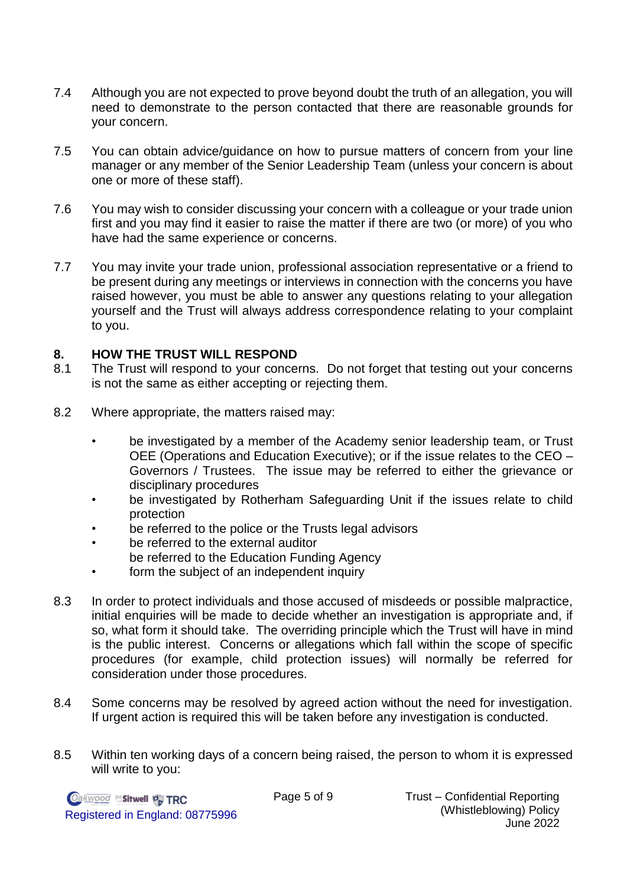7.4 Although you are not expected to prove beyond doubt the truth of an allegation, you will need to demonstrate to the person contacted that there are reasonable grounds for your concern.

7.5 You can obtain advice/guidance on how to pursue matters of concern from your line manager or any member of the Senior Leadership Team (unless your concern is about one or more of these staff).

7.6 You may wish to consider discussing your concern with a colleague or your trade union first and you may find it easier to raise the matter if there are two (or more) of you who have had the same experience or concerns.

7.7 You may invite your trade union, professional association representative or a friend to be present during any meetings or interviews in connection with the concerns you have raised however, you must be able to answer any questions relating to your allegation yourself and the Trust will always address correspondence relating to your complaint to you.

## 8. HOW THE TRUST WILL RESPOND

8.1 The Trust will respond to your concerns. Do not forget that testing out your concerns is not the same as either accepting or rejecting them.

8.2 Where appropriate, the matters raised may:

- be investigated by a member of the Academy senior leadership team, or Trust OEE (Operations and Education Executive); or if the issue relates to the CEO – Governors / Trustees. The issue may be referred to either the grievance or disciplinary procedures
- be investigated by Rotherham Safeguarding Unit if the issues relate to child protection
- be referred to the police or the Trusts legal advisors
- be referred to the external auditor
  be referred to the Education Funding Agency
- form the subject of an independent inquiry

8.3 In order to protect individuals and those accused of misdeeds or possible malpractice, initial enquiries will be made to decide whether an investigation is appropriate and, if so, what form it should take. The overriding principle which the Trust will have in mind is the public interest. Concerns or allegations which fall within the scope of specific procedures (for example, child protection issues) will normally be referred for consideration under those procedures.

8.4 Some concerns may be resolved by agreed action without the need for investigation. If urgent action is required this will be taken before any investigation is conducted.

8.5 Within ten working days of a concern being raised, the person to whom it is expressed will write to you: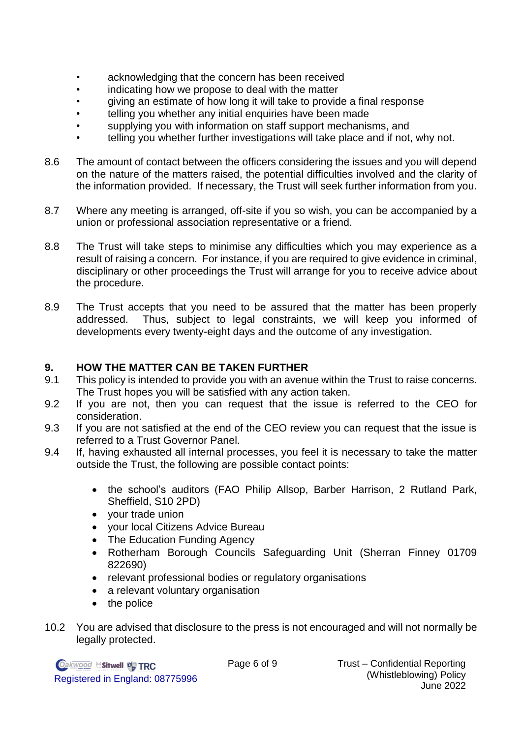- acknowledging that the concern has been received
- indicating how we propose to deal with the matter
- giving an estimate of how long it will take to provide a final response
- telling you whether any initial enquiries have been made
- supplying you with information on staff support mechanisms, and
- telling you whether further investigations will take place and if not, why not.

8.6 The amount of contact between the officers considering the issues and you will depend on the nature of the matters raised, the potential difficulties involved and the clarity of the information provided. If necessary, the Trust will seek further information from you.

8.7 Where any meeting is arranged, off-site if you so wish, you can be accompanied by a union or professional association representative or a friend.

8.8 The Trust will take steps to minimise any difficulties which you may experience as a result of raising a concern. For instance, if you are required to give evidence in criminal, disciplinary or other proceedings the Trust will arrange for you to receive advice about the procedure.

8.9 The Trust accepts that you need to be assured that the matter has been properly addressed. Thus, subject to legal constraints, we will keep you informed of developments every twenty-eight days and the outcome of any investigation.

## 9. HOW THE MATTER CAN BE TAKEN FURTHER

9.1 This policy is intended to provide you with an avenue within the Trust to raise concerns. The Trust hopes you will be satisfied with any action taken.

9.2 If you are not, then you can request that the issue is referred to the CEO for consideration.

9.3 If you are not satisfied at the end of the CEO review you can request that the issue is referred to a Trust Governor Panel.

9.4 If, having exhausted all internal processes, you feel it is necessary to take the matter outside the Trust, the following are possible contact points:

- the school's auditors (FAO Philip Allsop, Barber Harrison, 2 Rutland Park, Sheffield, S10 2PD)
- your trade union
- your local Citizens Advice Bureau
- The Education Funding Agency
- Rotherham Borough Councils Safeguarding Unit (Sherran Finney 01709 822690)
- relevant professional bodies or regulatory organisations
- a relevant voluntary organisation
- the police

10.2 You are advised that disclosure to the press is not encouraged and will not normally be legally protected.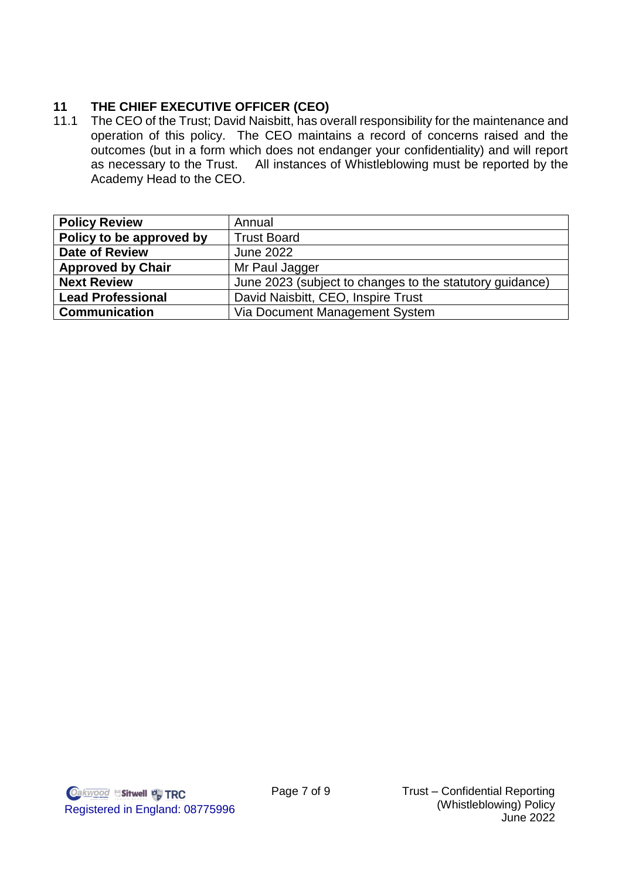## 11 THE CHIEF EXECUTIVE OFFICER (CEO)

11.1 The CEO of the Trust; David Naisbitt, has overall responsibility for the maintenance and operation of this policy. The CEO maintains a record of concerns raised and the outcomes (but in a form which does not endanger your confidentiality) and will report as necessary to the Trust. All instances of Whistleblowing must be reported by the Academy Head to the CEO.

| **Policy Review** | Annual |
|---|---|
| **Policy to be approved by** | Trust Board |
| **Date of Review** | June 2022 |
| **Approved by Chair** | Mr Paul Jagger |
| **Next Review** | June 2023 (subject to changes to the statutory guidance) |
| **Lead Professional** | David Naisbitt, CEO, Inspire Trust |
| **Communication** | Via Document Management System |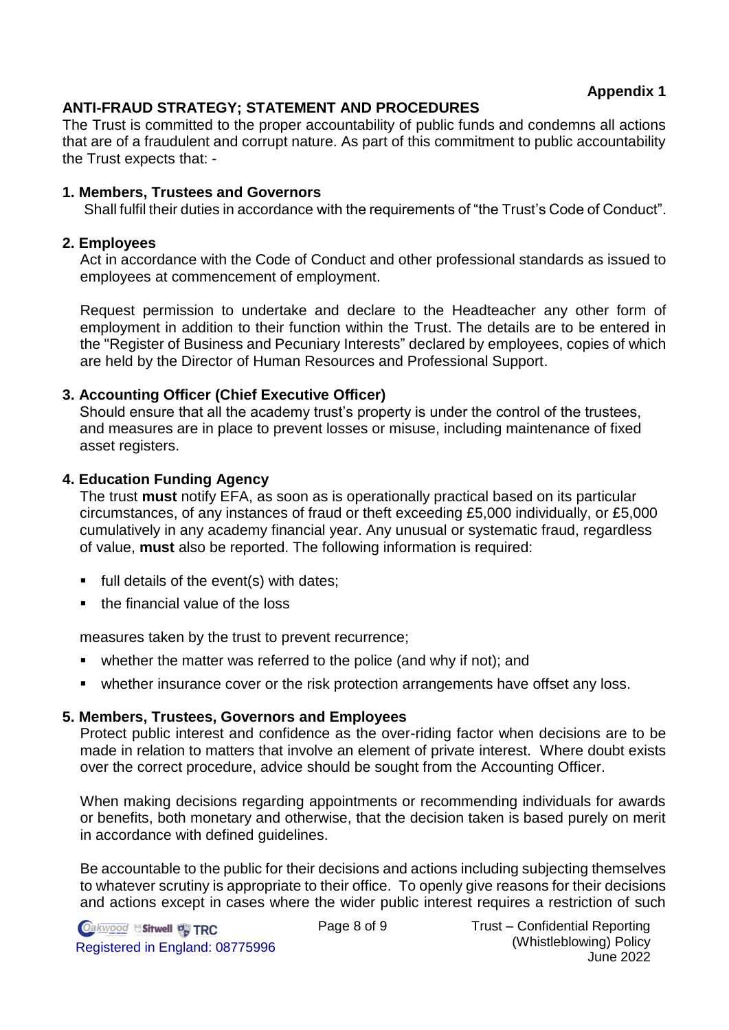**Appendix 1**

## ANTI-FRAUD STRATEGY; STATEMENT AND PROCEDURES

The Trust is committed to the proper accountability of public funds and condemns all actions that are of a fraudulent and corrupt nature. As part of this commitment to public accountability the Trust expects that: -

### 1. Members, Trustees and Governors

Shall fulfil their duties in accordance with the requirements of "the Trust's Code of Conduct".

### 2. Employees

Act in accordance with the Code of Conduct and other professional standards as issued to employees at commencement of employment.

Request permission to undertake and declare to the Headteacher any other form of employment in addition to their function within the Trust. The details are to be entered in the "Register of Business and Pecuniary Interests" declared by employees, copies of which are held by the Director of Human Resources and Professional Support.

### 3. Accounting Officer (Chief Executive Officer)

Should ensure that all the academy trust's property is under the control of the trustees, and measures are in place to prevent losses or misuse, including maintenance of fixed asset registers.

### 4. Education Funding Agency

The trust **must** notify EFA, as soon as is operationally practical based on its particular circumstances, of any instances of fraud or theft exceeding £5,000 individually, or £5,000 cumulatively in any academy financial year. Any unusual or systematic fraud, regardless of value, **must** also be reported. The following information is required:

- full details of the event(s) with dates;
- the financial value of the loss

measures taken by the trust to prevent recurrence;

- whether the matter was referred to the police (and why if not); and
- whether insurance cover or the risk protection arrangements have offset any loss.

### 5. Members, Trustees, Governors and Employees

Protect public interest and confidence as the over-riding factor when decisions are to be made in relation to matters that involve an element of private interest. Where doubt exists over the correct procedure, advice should be sought from the Accounting Officer.

When making decisions regarding appointments or recommending individuals for awards or benefits, both monetary and otherwise, that the decision taken is based purely on merit in accordance with defined guidelines.

Be accountable to the public for their decisions and actions including subjecting themselves to whatever scrutiny is appropriate to their office. To openly give reasons for their decisions and actions except in cases where the wider public interest requires a restriction of such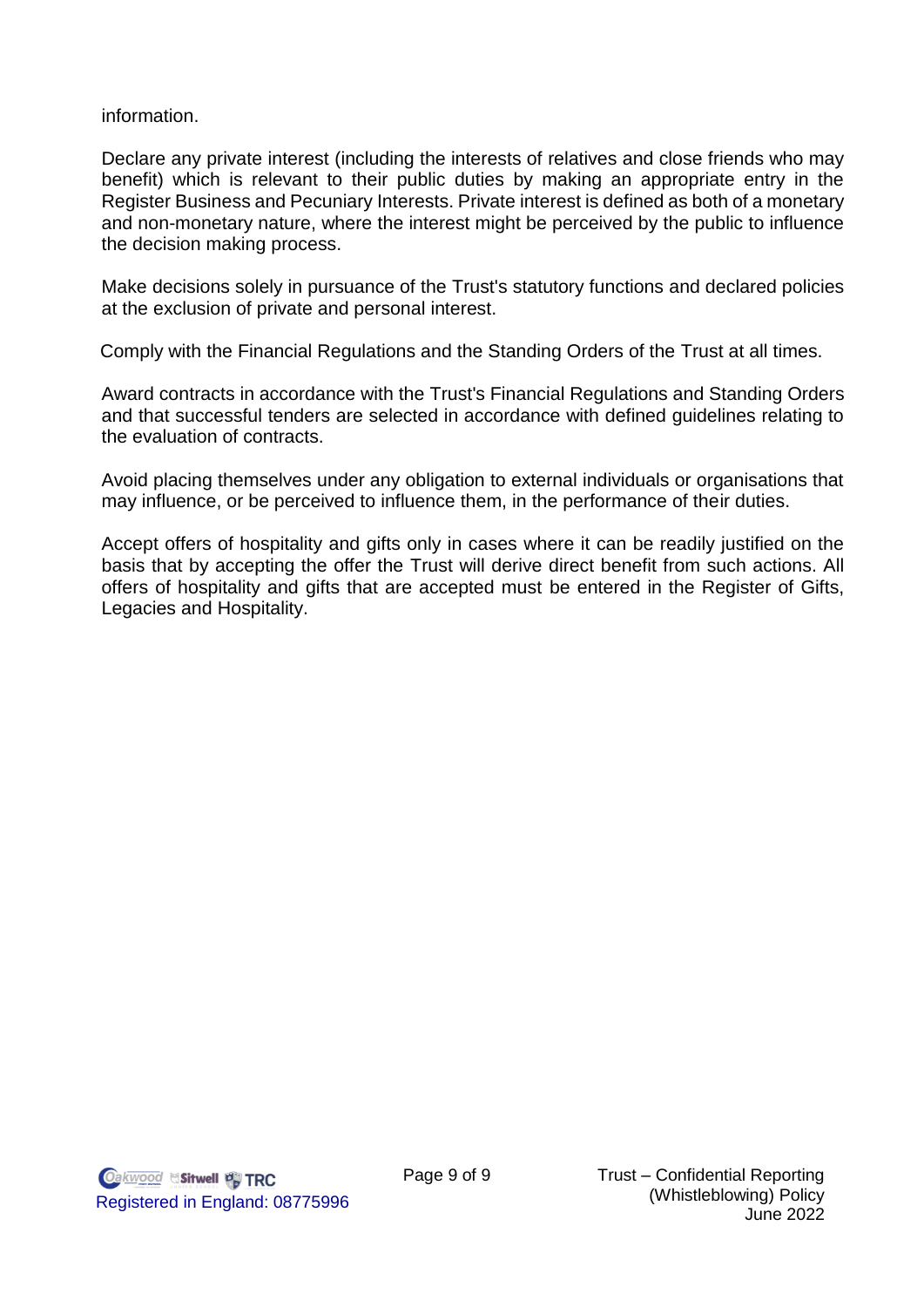information.

Declare any private interest (including the interests of relatives and close friends who may benefit) which is relevant to their public duties by making an appropriate entry in the Register Business and Pecuniary Interests. Private interest is defined as both of a monetary and non-monetary nature, where the interest might be perceived by the public to influence the decision making process.

Make decisions solely in pursuance of the Trust's statutory functions and declared policies at the exclusion of private and personal interest.

Comply with the Financial Regulations and the Standing Orders of the Trust at all times.

Award contracts in accordance with the Trust's Financial Regulations and Standing Orders and that successful tenders are selected in accordance with defined guidelines relating to the evaluation of contracts.

Avoid placing themselves under any obligation to external individuals or organisations that may influence, or be perceived to influence them, in the performance of their duties.

Accept offers of hospitality and gifts only in cases where it can be readily justified on the basis that by accepting the offer the Trust will derive direct benefit from such actions. All offers of hospitality and gifts that are accepted must be entered in the Register of Gifts, Legacies and Hospitality.